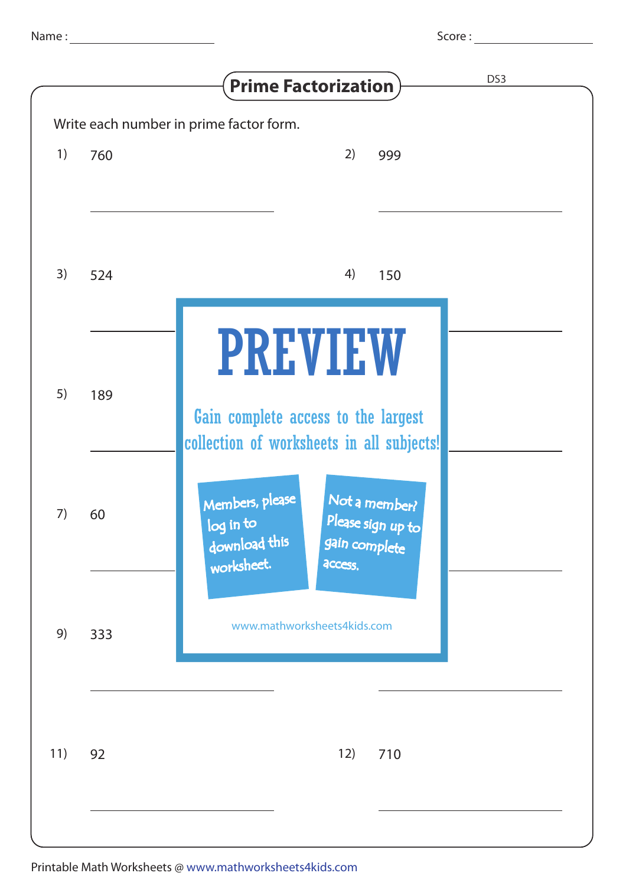Name : ____________________ Score : ____________________

# Prime Factorization

DS3

Write each number in prime factor form.

1) 760

____________________

2) 999

____________________

3) 524

____________________

4) 150

____________________

5) 189

____________________

7) 60

____________________

9) 333

____________________

11) 92

____________________

12) 710

____________________

PREVIEW

Gain complete access to the largest collection of worksheets in all subjects!

Members, please log in to download this worksheet.

Not a member? Please sign up to gain complete access.

www.mathworksheets4kids.com

Printable Math Worksheets @ www.mathworksheets4kids.com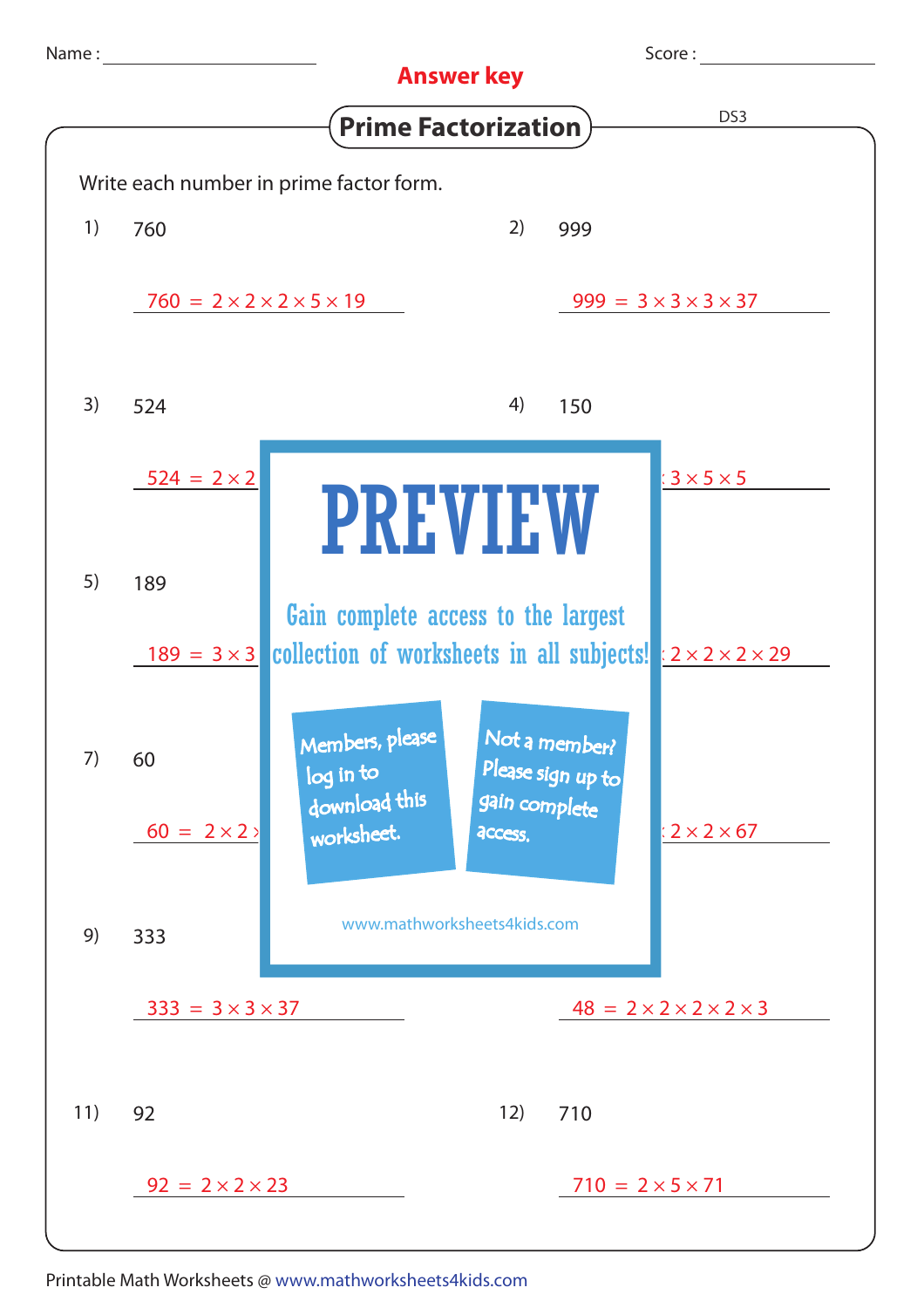Name : ____________ Score : ____________

**Answer key**

## Prime Factorization

DS3

Write each number in prime factor form.

1) 760

$760 = 2 \times 2 \times 2 \times 5 \times 19$

2) 999

$999 = 3 \times 3 \times 3 \times 37$

3) 524

$524 = 2 \times 2$

4) 150

$3 \times 5 \times 5$

5) 189

$189 = 3 \times 3$

$2 \times 2 \times 2 \times 29$

7) 60

$60 = 2 \times 2$

$2 \times 2 \times 67$

9) 333

$333 = 3 \times 3 \times 37$

$48 = 2 \times 2 \times 2 \times 2 \times 3$

11) 92

$92 = 2 \times 2 \times 23$

12) 710

$710 = 2 \times 5 \times 71$

**PREVIEW**

Gain complete access to the largest collection of worksheets in all subjects!

Members, please log in to download this worksheet.

Not a member? Please sign up to gain complete access.

www.mathworksheets4kids.com

Printable Math Worksheets @ www.mathworksheets4kids.com